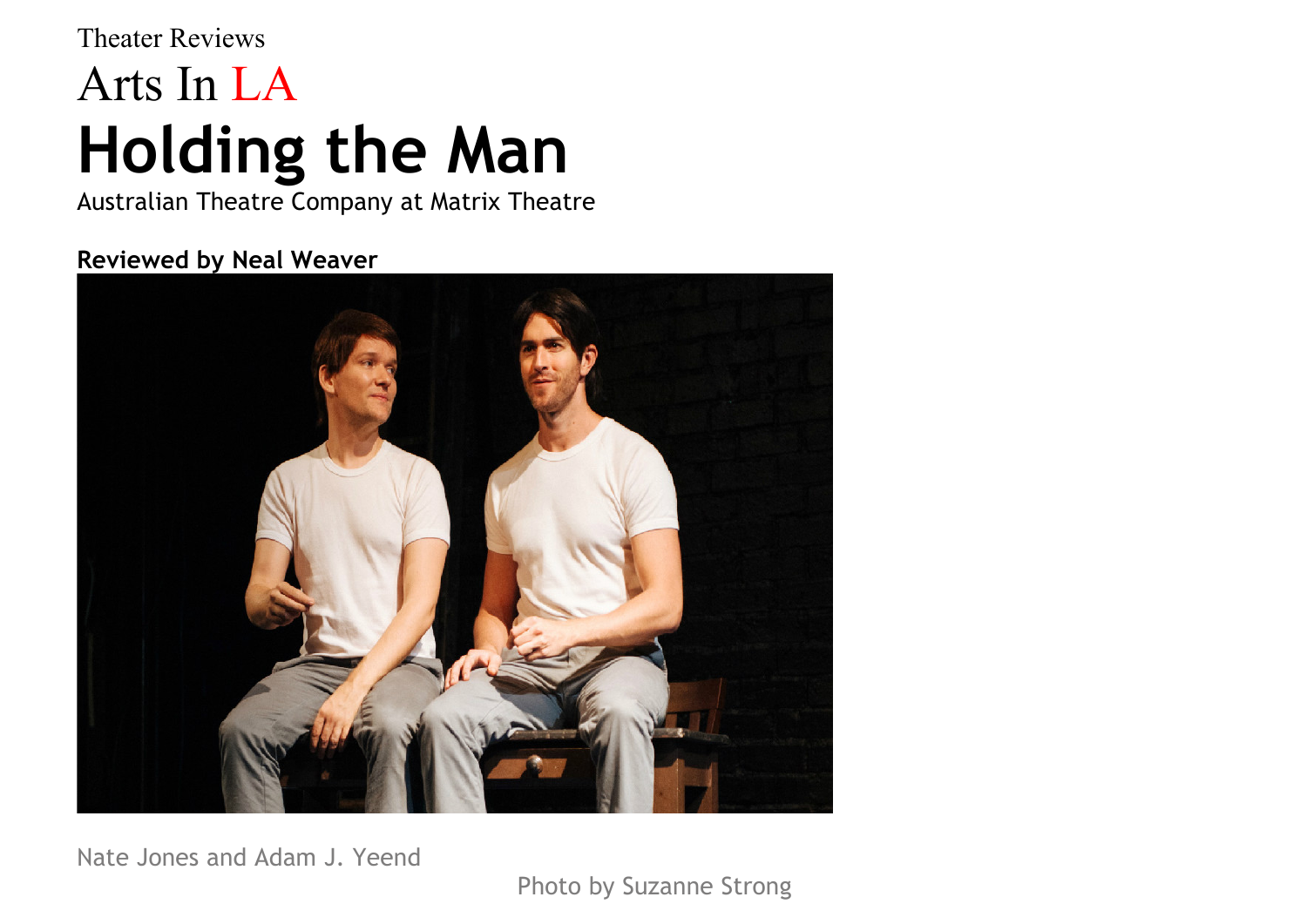Theater Reviews

Arts In LA

# Holding the Man

Australian Theatre Company at Matrix Theatre

**Reviewed by Neal Weaver**

Nate Jones and Adam J. Yeend

Photo by Suzanne Strong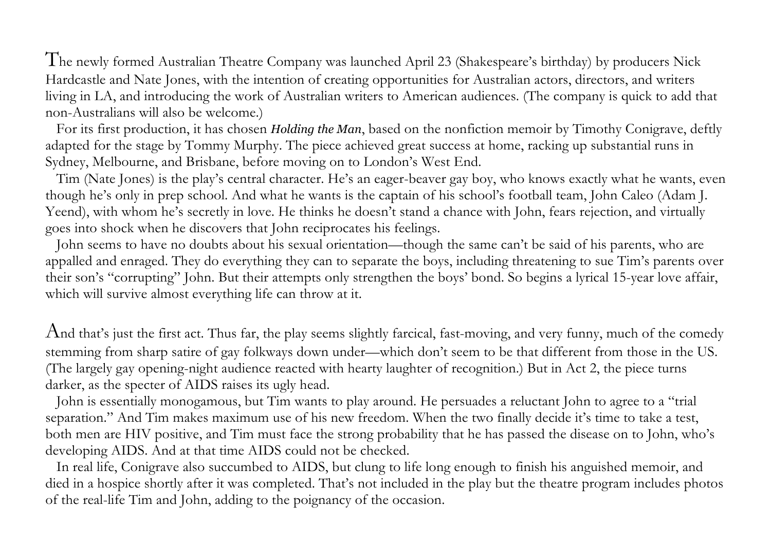The newly formed Australian Theatre Company was launched April 23 (Shakespeare's birthday) by producers Nick Hardcastle and Nate Jones, with the intention of creating opportunities for Australian actors, directors, and writers living in LA, and introducing the work of Australian writers to American audiences. (The company is quick to add that non-Australians will also be welcome.)

For its first production, it has chosen ***Holding the Man***, based on the nonfiction memoir by Timothy Conigrave, deftly adapted for the stage by Tommy Murphy. The piece achieved great success at home, racking up substantial runs in Sydney, Melbourne, and Brisbane, before moving on to London's West End.

Tim (Nate Jones) is the play's central character. He's an eager-beaver gay boy, who knows exactly what he wants, even though he's only in prep school. And what he wants is the captain of his school's football team, John Caleo (Adam J. Yeend), with whom he's secretly in love. He thinks he doesn't stand a chance with John, fears rejection, and virtually goes into shock when he discovers that John reciprocates his feelings.

John seems to have no doubts about his sexual orientation—though the same can't be said of his parents, who are appalled and enraged. They do everything they can to separate the boys, including threatening to sue Tim's parents over their son's "corrupting" John. But their attempts only strengthen the boys' bond. So begins a lyrical 15-year love affair, which will survive almost everything life can throw at it.

And that's just the first act. Thus far, the play seems slightly farcical, fast-moving, and very funny, much of the comedy stemming from sharp satire of gay folkways down under—which don't seem to be that different from those in the US. (The largely gay opening-night audience reacted with hearty laughter of recognition.) But in Act 2, the piece turns darker, as the specter of AIDS raises its ugly head.

John is essentially monogamous, but Tim wants to play around. He persuades a reluctant John to agree to a "trial separation." And Tim makes maximum use of his new freedom. When the two finally decide it's time to take a test, both men are HIV positive, and Tim must face the strong probability that he has passed the disease on to John, who's developing AIDS. And at that time AIDS could not be checked.

In real life, Conigrave also succumbed to AIDS, but clung to life long enough to finish his anguished memoir, and died in a hospice shortly after it was completed. That's not included in the play but the theatre program includes photos of the real-life Tim and John, adding to the poignancy of the occasion.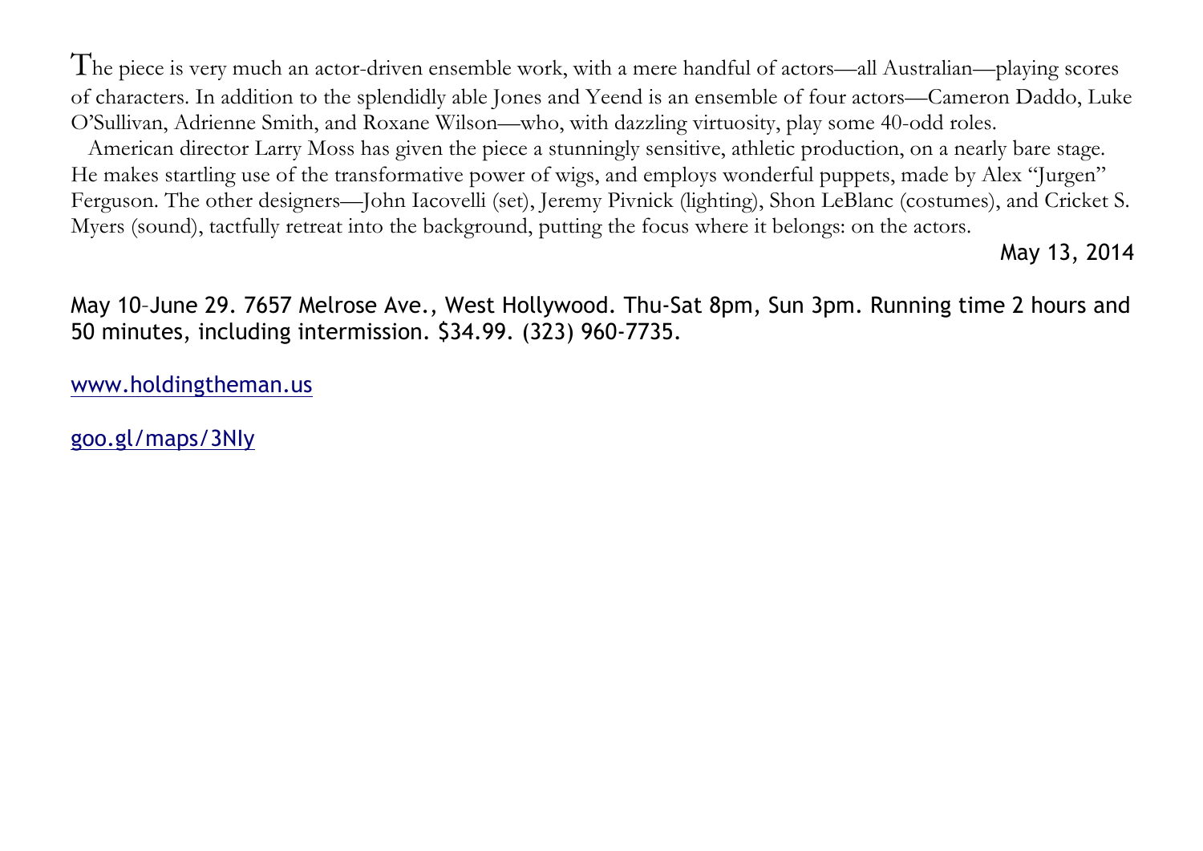The piece is very much an actor-driven ensemble work, with a mere handful of actors—all Australian—playing scores of characters. In addition to the splendidly able Jones and Yeend is an ensemble of four actors—Cameron Daddo, Luke O'Sullivan, Adrienne Smith, and Roxane Wilson—who, with dazzling virtuosity, play some 40-odd roles.

American director Larry Moss has given the piece a stunningly sensitive, athletic production, on a nearly bare stage. He makes startling use of the transformative power of wigs, and employs wonderful puppets, made by Alex "Jurgen" Ferguson. The other designers—John Iacovelli (set), Jeremy Pivnick (lighting), Shon LeBlanc (costumes), and Cricket S. Myers (sound), tactfully retreat into the background, putting the focus where it belongs: on the actors.

May 13, 2014

May 10–June 29. 7657 Melrose Ave., West Hollywood. Thu-Sat 8pm, Sun 3pm. Running time 2 hours and 50 minutes, including intermission. $34.99. (323) 960-7735.

www.holdingtheman.us

goo.gl/maps/3NIy